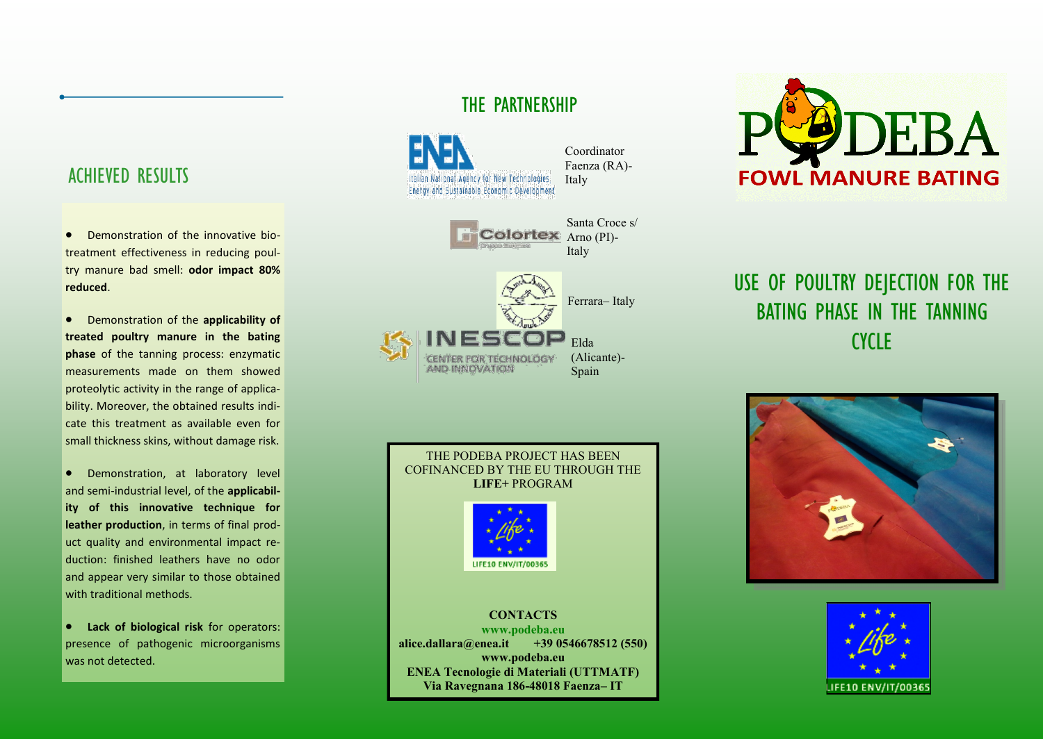## ACHIEVED RESULTS

- Demonstration of the innovative bio-treatment effectiveness in reducing poultry manure bad smell: **odor impact 80% reduced**.

- Demonstration of the **applicability of treated poultry manure in the bating phase** of the tanning process: enzymatic measurements made on them showed proteolytic activity in the range of applicability. Moreover, the obtained results indicate this treatment as available even for small thickness skins, without damage risk.

- Demonstration, at laboratory level and semi-industrial level, of the **applicability of this innovative technique for leather production**, in terms of final product quality and environmental impact reduction: finished leathers have no odor and appear very similar to those obtained with traditional methods.

- **Lack of biological risk** for operators: presence of pathogenic microorganisms was not detected.

## THE PARTNERSHIP

ENEA – Italian National Agency for New Technologies, Energy and Sustainable Economic Development — Coordinator Faenza (RA)- Italy

Colortex — Santa Croce s/ Arno (PI)- Italy

Ferrara– Italy

INESCOP – Center for Technology and Innovation — Elda (Alicante)- Spain

THE PODEBA PROJECT HAS BEEN COFINANCED BY THE EU THROUGH THE **LIFE**+ PROGRAM

LIFE10 ENV/IT/00365

**CONTACTS**

**www.podeba.eu**

**alice.dallara@enea.it +39 0546678512 (550)**

**www.podeba.eu**

**ENEA Tecnologie di Materiali (UTTMATF)**

**Via Ravegnana 186-48018 Faenza– IT**

# PODEBA

## FOWL MANURE BATING

## USE OF POULTRY DEJECTION FOR THE BATING PHASE IN THE TANNING CYCLE

LIFE10 ENV/IT/00365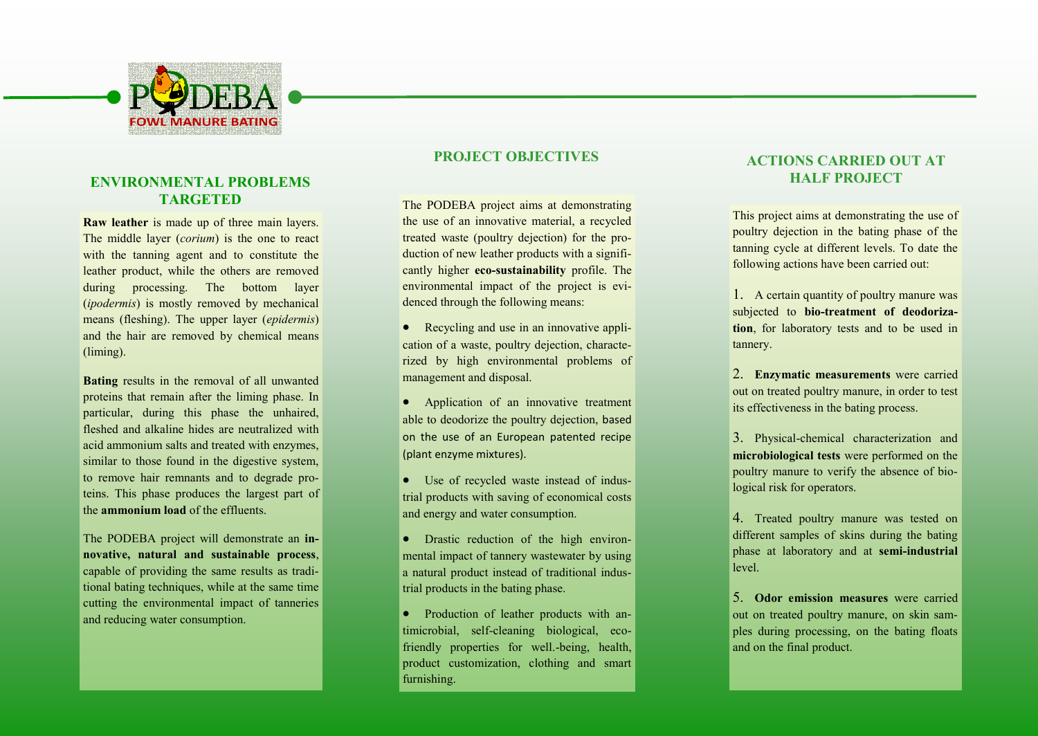PODEBA

FOWL MANURE BATING

## ENVIRONMENTAL PROBLEMS TARGETED

**Raw leather** is made up of three main layers. The middle layer (*corium*) is the one to react with the tanning agent and to constitute the leather product, while the others are removed during processing. The bottom layer (*ipodermis*) is mostly removed by mechanical means (fleshing). The upper layer (*epidermis*) and the hair are removed by chemical means (liming).

**Bating** results in the removal of all unwanted proteins that remain after the liming phase. In particular, during this phase the unhaired, fleshed and alkaline hides are neutralized with acid ammonium salts and treated with enzymes, similar to those found in the digestive system, to remove hair remnants and to degrade proteins. This phase produces the largest part of the **ammonium load** of the effluents.

The PODEBA project will demonstrate an **innovative, natural and sustainable process**, capable of providing the same results as traditional bating techniques, while at the same time cutting the environmental impact of tanneries and reducing water consumption.

## PROJECT OBJECTIVES

The PODEBA project aims at demonstrating the use of an innovative material, a recycled treated waste (poultry dejection) for the production of new leather products with a significantly higher **eco-sustainability** profile. The environmental impact of the project is evidenced through the following means:

- Recycling and use in an innovative application of a waste, poultry dejection, characterized by high environmental problems of management and disposal.
- Application of an innovative treatment able to deodorize the poultry dejection, based on the use of an European patented recipe (plant enzyme mixtures).
- Use of recycled waste instead of industrial products with saving of economical costs and energy and water consumption.
- Drastic reduction of the high environmental impact of tannery wastewater by using a natural product instead of traditional industrial products in the bating phase.
- Production of leather products with antimicrobial, self-cleaning biological, eco-friendly properties for well.-being, health, product customization, clothing and smart furnishing.

## ACTIONS CARRIED OUT AT HALF PROJECT

This project aims at demonstrating the use of poultry dejection in the bating phase of the tanning cycle at different levels. To date the following actions have been carried out:

1. A certain quantity of poultry manure was subjected to **bio-treatment of deodorization**, for laboratory tests and to be used in tannery.

2. **Enzymatic measurements** were carried out on treated poultry manure, in order to test its effectiveness in the bating process.

3. Physical-chemical characterization and **microbiological tests** were performed on the poultry manure to verify the absence of biological risk for operators.

4. Treated poultry manure was tested on different samples of skins during the bating phase at laboratory and at **semi-industrial** level.

5. **Odor emission measures** were carried out on treated poultry manure, on skin samples during processing, on the bating floats and on the final product.